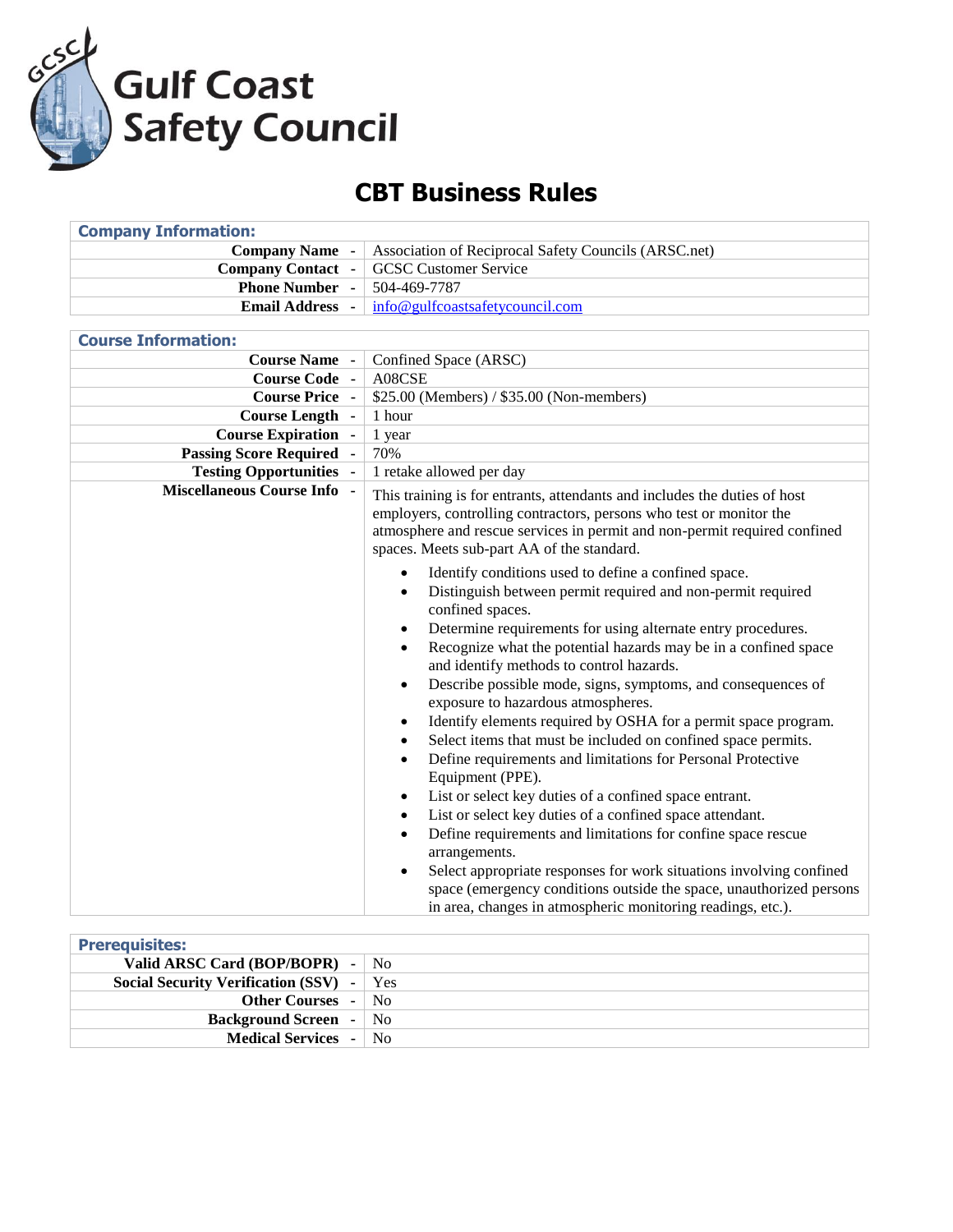Gulf Coast Safety Council

# CBT Business Rules

| **Company Information:** | |
|---|---|
| **Company Name** - | Association of Reciprocal Safety Councils (ARSC.net) |
| **Company Contact** - | GCSC Customer Service |
| **Phone Number** - | 504-469-7787 |
| **Email Address** - | info@gulfcoastsafetycouncil.com |

| **Course Information:** | |
|---|---|
| **Course Name** - | Confined Space (ARSC) |
| **Course Code** - | A08CSE |
| **Course Price** - | $25.00 (Members) / $35.00 (Non-members) |
| **Course Length** - | 1 hour |
| **Course Expiration** - | 1 year |
| **Passing Score Required** - | 70% |
| **Testing Opportunities** - | 1 retake allowed per day |
| **Miscellaneous Course Info** - | This training is for entrants, attendants and includes the duties of host employers, controlling contractors, persons who test or monitor the atmosphere and rescue services in permit and non-permit required confined spaces. Meets sub-part AA of the standard.<br>• Identify conditions used to define a confined space.<br>• Distinguish between permit required and non-permit required confined spaces.<br>• Determine requirements for using alternate entry procedures.<br>• Recognize what the potential hazards may be in a confined space and identify methods to control hazards.<br>• Describe possible mode, signs, symptoms, and consequences of exposure to hazardous atmospheres.<br>• Identify elements required by OSHA for a permit space program.<br>• Select items that must be included on confined space permits.<br>• Define requirements and limitations for Personal Protective Equipment (PPE).<br>• List or select key duties of a confined space entrant.<br>• List or select key duties of a confined space attendant.<br>• Define requirements and limitations for confine space rescue arrangements.<br>• Select appropriate responses for work situations involving confined space (emergency conditions outside the space, unauthorized persons in area, changes in atmospheric monitoring readings, etc.). |

| **Prerequisites:** | |
|---|---|
| **Valid ARSC Card (BOP/BOPR)** - | No |
| **Social Security Verification (SSV)** - | Yes |
| **Other Courses** - | No |
| **Background Screen** - | No |
| **Medical Services** - | No |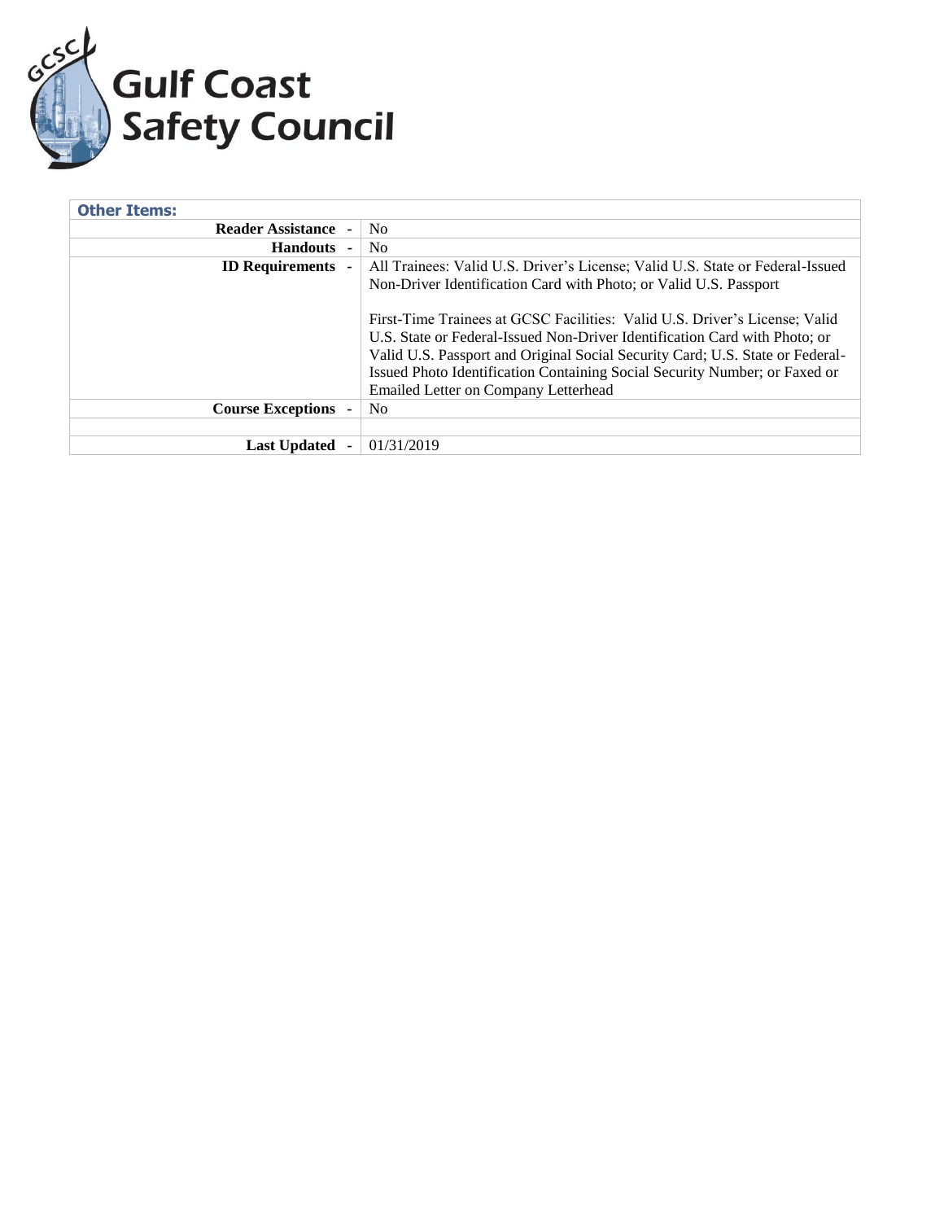| Other Items: | |
| --- | --- |
| **Reader Assistance** - | No |
| **Handouts** - | No |
| **ID Requirements** - | All Trainees: Valid U.S. Driver's License; Valid U.S. State or Federal-Issued Non-Driver Identification Card with Photo; or Valid U.S. Passport<br><br>First-Time Trainees at GCSC Facilities: Valid U.S. Driver's License; Valid U.S. State or Federal-Issued Non-Driver Identification Card with Photo; or Valid U.S. Passport and Original Social Security Card; U.S. State or Federal-Issued Photo Identification Containing Social Security Number; or Faxed or Emailed Letter on Company Letterhead |
| **Course Exceptions** - | No |
| | |
| **Last Updated** - | 01/31/2019 |